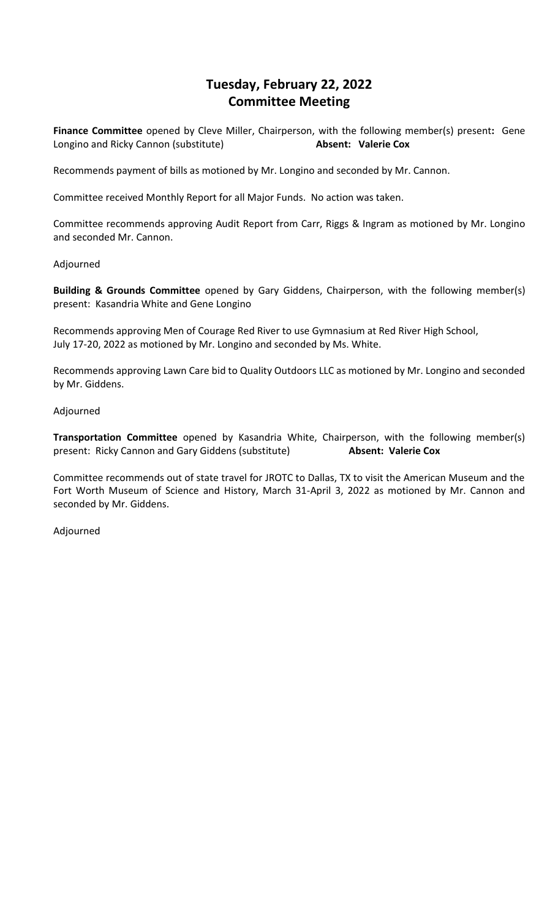# Tuesday, February 22, 2022
# Committee Meeting

**Finance Committee** opened by Cleve Miller, Chairperson, with the following member(s) present**:** Gene Longino and Ricky Cannon (substitute) **Absent: Valerie Cox**

Recommends payment of bills as motioned by Mr. Longino and seconded by Mr. Cannon.

Committee received Monthly Report for all Major Funds. No action was taken.

Committee recommends approving Audit Report from Carr, Riggs & Ingram as motioned by Mr. Longino and seconded Mr. Cannon.

Adjourned

**Building & Grounds Committee** opened by Gary Giddens, Chairperson, with the following member(s) present: Kasandria White and Gene Longino

Recommends approving Men of Courage Red River to use Gymnasium at Red River High School, July 17-20, 2022 as motioned by Mr. Longino and seconded by Ms. White.

Recommends approving Lawn Care bid to Quality Outdoors LLC as motioned by Mr. Longino and seconded by Mr. Giddens.

Adjourned

**Transportation Committee** opened by Kasandria White, Chairperson, with the following member(s) present: Ricky Cannon and Gary Giddens (substitute) **Absent: Valerie Cox**

Committee recommends out of state travel for JROTC to Dallas, TX to visit the American Museum and the Fort Worth Museum of Science and History, March 31-April 3, 2022 as motioned by Mr. Cannon and seconded by Mr. Giddens.

Adjourned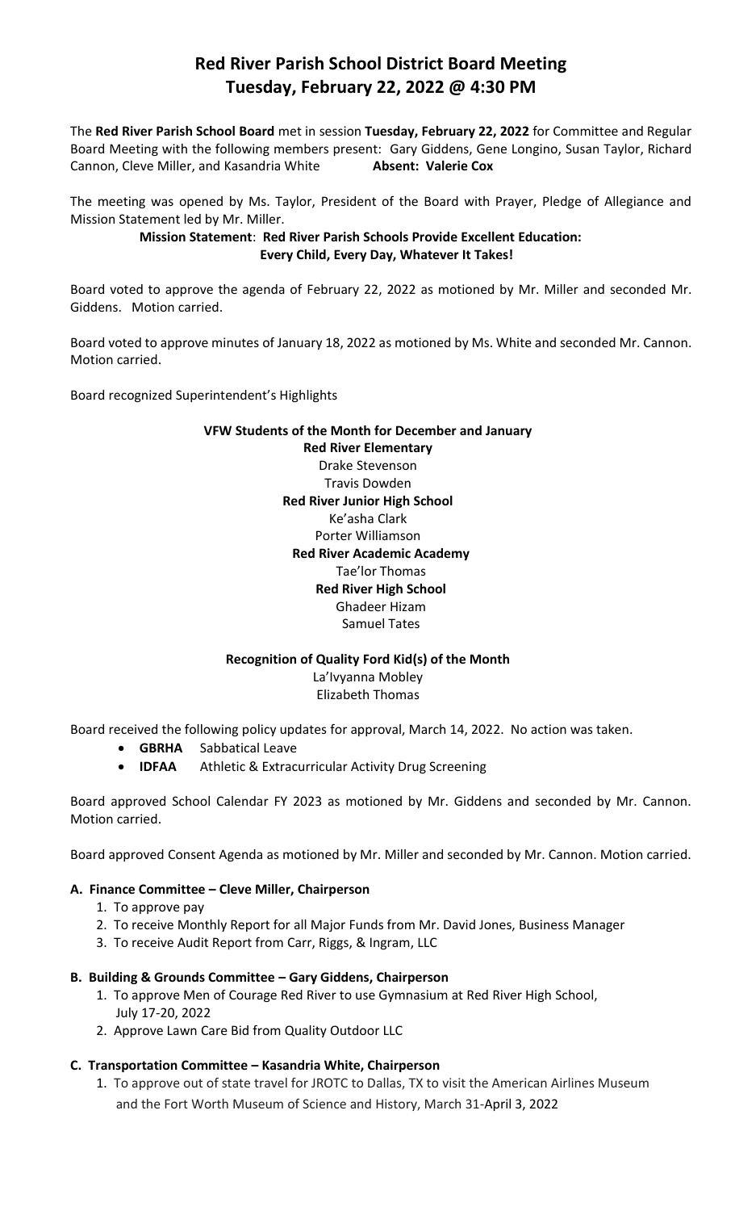# Red River Parish School District Board Meeting
# Tuesday, February 22, 2022 @ 4:30 PM

The **Red River Parish School Board** met in session **Tuesday, February 22, 2022** for Committee and Regular Board Meeting with the following members present: Gary Giddens, Gene Longino, Susan Taylor, Richard Cannon, Cleve Miller, and Kasandria White **Absent: Valerie Cox**

The meeting was opened by Ms. Taylor, President of the Board with Prayer, Pledge of Allegiance and Mission Statement led by Mr. Miller.

**Mission Statement**: **Red River Parish Schools Provide Excellent Education: Every Child, Every Day, Whatever It Takes!**

Board voted to approve the agenda of February 22, 2022 as motioned by Mr. Miller and seconded Mr. Giddens. Motion carried.

Board voted to approve minutes of January 18, 2022 as motioned by Ms. White and seconded Mr. Cannon. Motion carried.

Board recognized Superintendent's Highlights

**VFW Students of the Month for December and January**

**Red River Elementary**
Drake Stevenson
Travis Dowden

**Red River Junior High School**
Ke'asha Clark
Porter Williamson

**Red River Academic Academy**
Tae'lor Thomas

**Red River High School**
Ghadeer Hizam
Samuel Tates

**Recognition of Quality Ford Kid(s) of the Month**
La'Ivyanna Mobley
Elizabeth Thomas

Board received the following policy updates for approval, March 14, 2022. No action was taken.

- **GBRHA** Sabbatical Leave
- **IDFAA** Athletic & Extracurricular Activity Drug Screening

Board approved School Calendar FY 2023 as motioned by Mr. Giddens and seconded by Mr. Cannon. Motion carried.

Board approved Consent Agenda as motioned by Mr. Miller and seconded by Mr. Cannon. Motion carried.

### A. Finance Committee – Cleve Miller, Chairperson

1. To approve pay
2. To receive Monthly Report for all Major Funds from Mr. David Jones, Business Manager
3. To receive Audit Report from Carr, Riggs, & Ingram, LLC

### B. Building & Grounds Committee – Gary Giddens, Chairperson

1. To approve Men of Courage Red River to use Gymnasium at Red River High School, July 17-20, 2022
2. Approve Lawn Care Bid from Quality Outdoor LLC

### C. Transportation Committee – Kasandria White, Chairperson

1. To approve out of state travel for JROTC to Dallas, TX to visit the American Airlines Museum and the Fort Worth Museum of Science and History, March 31-April 3, 2022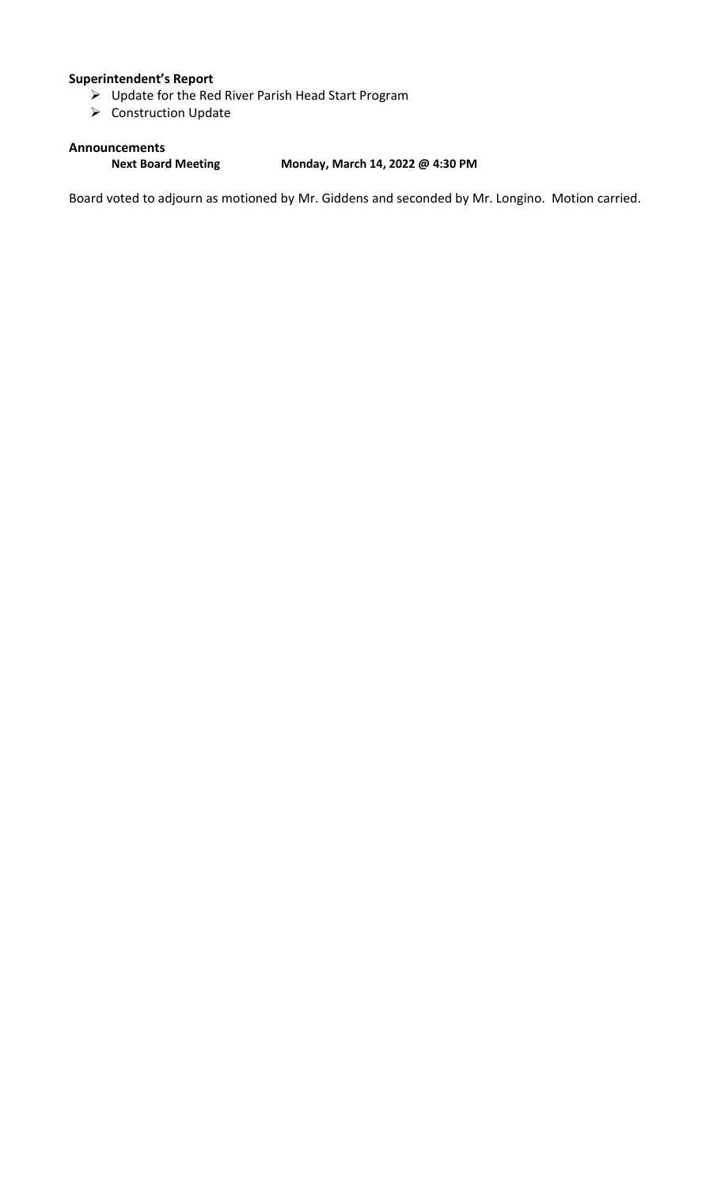**Superintendent's Report**

- Update for the Red River Parish Head Start Program
- Construction Update

**Announcements**

**Next Board Meeting** **Monday, March 14, 2022 @ 4:30 PM**

Board voted to adjourn as motioned by Mr. Giddens and seconded by Mr. Longino. Motion carried.